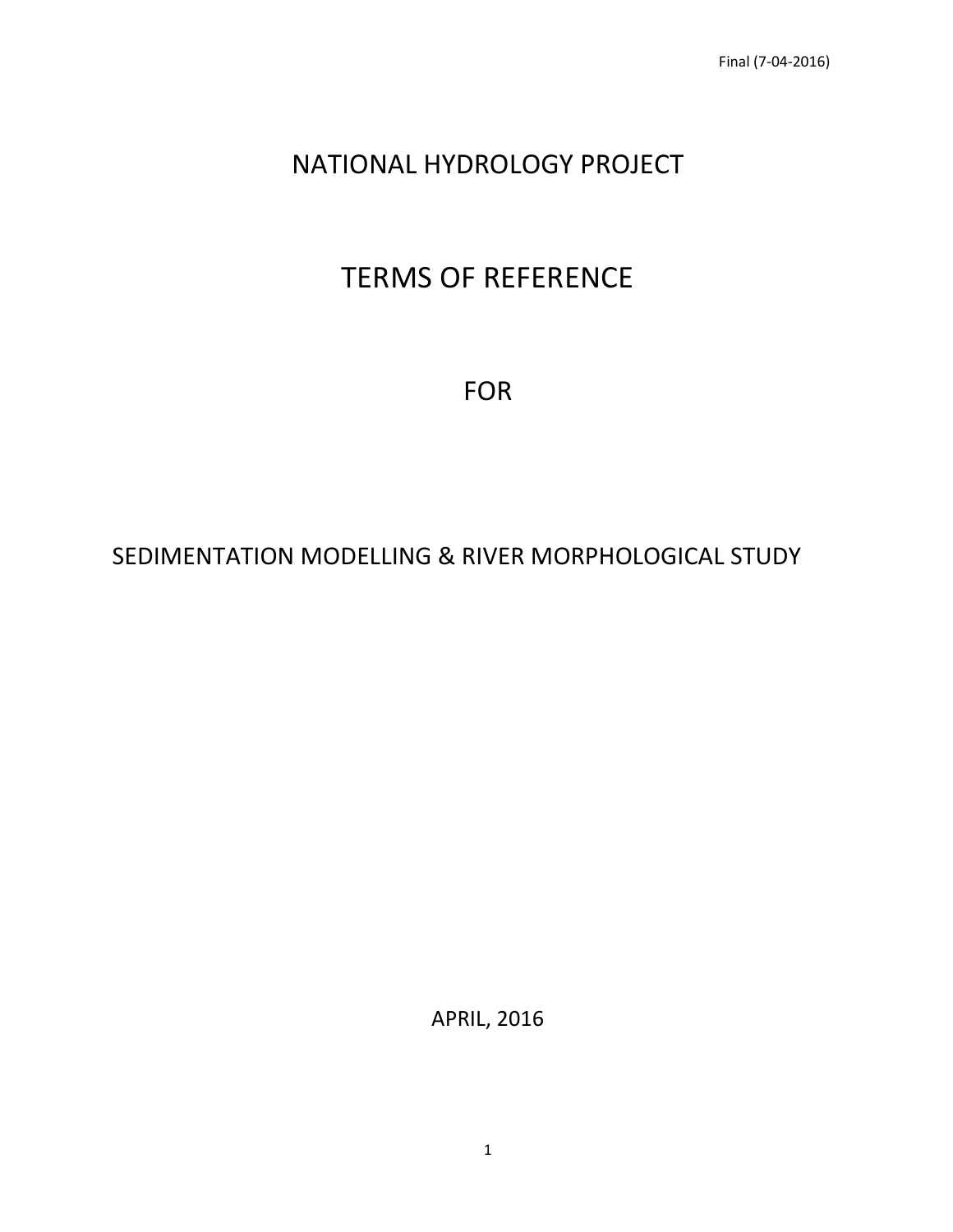Final (7-04-2016)

# NATIONAL HYDROLOGY PROJECT

# TERMS OF REFERENCE

# FOR

# SEDIMENTATION MODELLING & RIVER MORPHOLOGICAL STUDY

APRIL, 2016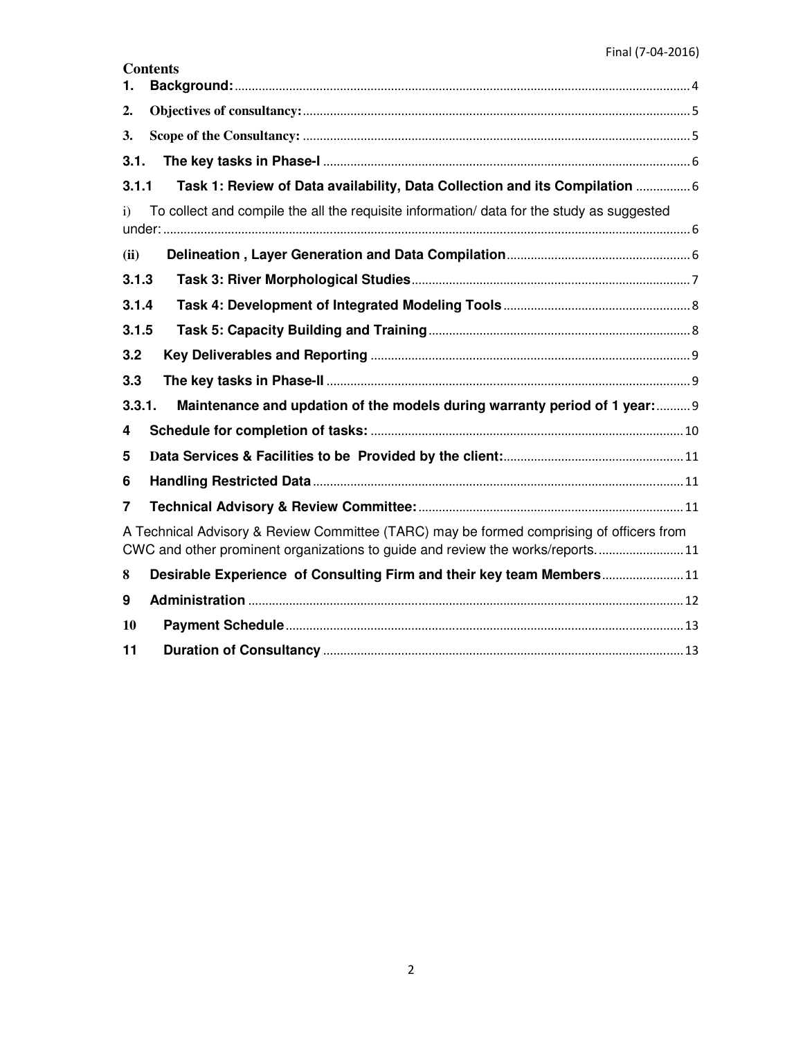**Contents**

1. **Background:** .......... 4
2. **Objectives of consultancy:** .......... 5
3. **Scope of the Consultancy:** .......... 5

**3.1. The key tasks in Phase-I** .......... 6

**3.1.1 Task 1: Review of Data availability, Data Collection and its Compilation** .......... 6

i) To collect and compile the all the requisite information/ data for the study as suggested under: .......... 6

**(ii) Delineation , Layer Generation and Data Compilation** .......... 6

**3.1.3 Task 3: River Morphological Studies** .......... 7

**3.1.4 Task 4: Development of Integrated Modeling Tools** .......... 8

**3.1.5 Task 5: Capacity Building and Training** .......... 8

**3.2 Key Deliverables and Reporting** .......... 9

**3.3 The key tasks in Phase-II** .......... 9

**3.3.1. Maintenance and updation of the models during warranty period of 1 year:** .......... 9

**4 Schedule for completion of tasks:** .......... 10

**5 Data Services & Facilities to be Provided by the client:** .......... 11

**6 Handling Restricted Data** .......... 11

**7 Technical Advisory & Review Committee:** .......... 11

A Technical Advisory & Review Committee (TARC) may be formed comprising of officers from CWC and other prominent organizations to guide and review the works/reports. .......... 11

**8 Desirable Experience of Consulting Firm and their key team Members** .......... 11

**9 Administration** .......... 12

**10 Payment Schedule** .......... 13

**11 Duration of Consultancy** .......... 13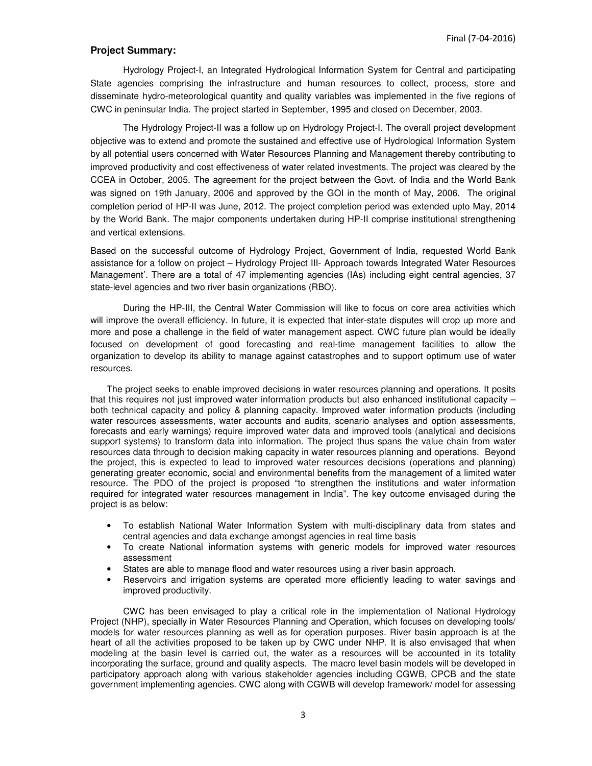## Project Summary:

Hydrology Project-I, an Integrated Hydrological Information System for Central and participating State agencies comprising the infrastructure and human resources to collect, process, store and disseminate hydro-meteorological quantity and quality variables was implemented in the five regions of CWC in peninsular India. The project started in September, 1995 and closed on December, 2003.

The Hydrology Project-II was a follow up on Hydrology Project-I. The overall project development objective was to extend and promote the sustained and effective use of Hydrological Information System by all potential users concerned with Water Resources Planning and Management thereby contributing to improved productivity and cost effectiveness of water related investments. The project was cleared by the CCEA in October, 2005. The agreement for the project between the Govt. of India and the World Bank was signed on 19th January, 2006 and approved by the GOI in the month of May, 2006. The original completion period of HP-II was June, 2012. The project completion period was extended upto May, 2014 by the World Bank. The major components undertaken during HP-II comprise institutional strengthening and vertical extensions.

Based on the successful outcome of Hydrology Project, Government of India, requested World Bank assistance for a follow on project – Hydrology Project III- Approach towards Integrated Water Resources Management'. There are a total of 47 implementing agencies (IAs) including eight central agencies, 37 state-level agencies and two river basin organizations (RBO).

During the HP-III, the Central Water Commission will like to focus on core area activities which will improve the overall efficiency. In future, it is expected that inter-state disputes will crop up more and more and pose a challenge in the field of water management aspect. CWC future plan would be ideally focused on development of good forecasting and real-time management facilities to allow the organization to develop its ability to manage against catastrophes and to support optimum use of water resources.

The project seeks to enable improved decisions in water resources planning and operations. It posits that this requires not just improved water information products but also enhanced institutional capacity – both technical capacity and policy & planning capacity. Improved water information products (including water resources assessments, water accounts and audits, scenario analyses and option assessments, forecasts and early warnings) require improved water data and improved tools (analytical and decisions support systems) to transform data into information. The project thus spans the value chain from water resources data through to decision making capacity in water resources planning and operations. Beyond the project, this is expected to lead to improved water resources decisions (operations and planning) generating greater economic, social and environmental benefits from the management of a limited water resource. The PDO of the project is proposed "to strengthen the institutions and water information required for integrated water resources management in India". The key outcome envisaged during the project is as below:

- To establish National Water Information System with multi-disciplinary data from states and central agencies and data exchange amongst agencies in real time basis
- To create National information systems with generic models for improved water resources assessment
- States are able to manage flood and water resources using a river basin approach.
- Reservoirs and irrigation systems are operated more efficiently leading to water savings and improved productivity.

CWC has been envisaged to play a critical role in the implementation of National Hydrology Project (NHP), specially in Water Resources Planning and Operation, which focuses on developing tools/ models for water resources planning as well as for operation purposes. River basin approach is at the heart of all the activities proposed to be taken up by CWC under NHP. It is also envisaged that when modeling at the basin level is carried out, the water as a resources will be accounted in its totality incorporating the surface, ground and quality aspects. The macro level basin models will be developed in participatory approach along with various stakeholder agencies including CGWB, CPCB and the state government implementing agencies. CWC along with CGWB will develop framework/ model for assessing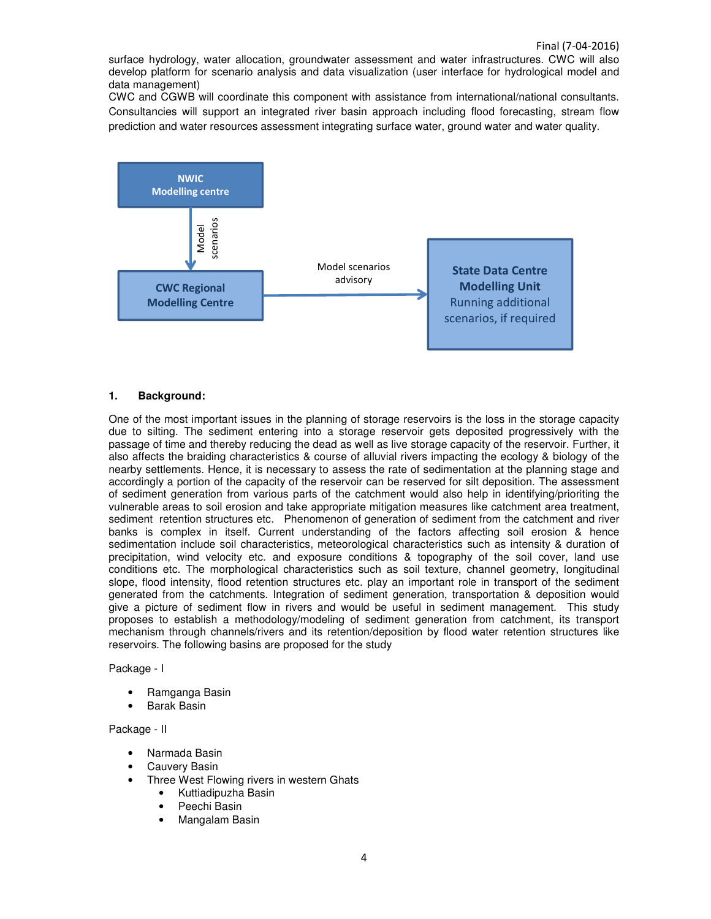surface hydrology, water allocation, groundwater assessment and water infrastructures. CWC will also develop platform for scenario analysis and data visualization (user interface for hydrological model and data management)

CWC and CGWB will coordinate this component with assistance from international/national consultants. Consultancies will support an integrated river basin approach including flood forecasting, stream flow prediction and water resources assessment integrating surface water, ground water and water quality.

**NWIC Modelling centre** → (Model scenarios) → **CWC Regional Modelling Centre** → (Model scenarios advisory) → **State Data Centre Modelling Unit** Running additional scenarios, if required

## 1. Background:

One of the most important issues in the planning of storage reservoirs is the loss in the storage capacity due to silting. The sediment entering into a storage reservoir gets deposited progressively with the passage of time and thereby reducing the dead as well as live storage capacity of the reservoir. Further, it also affects the braiding characteristics & course of alluvial rivers impacting the ecology & biology of the nearby settlements. Hence, it is necessary to assess the rate of sedimentation at the planning stage and accordingly a portion of the capacity of the reservoir can be reserved for silt deposition. The assessment of sediment generation from various parts of the catchment would also help in identifying/prioriting the vulnerable areas to soil erosion and take appropriate mitigation measures like catchment area treatment, sediment retention structures etc. Phenomenon of generation of sediment from the catchment and river banks is complex in itself. Current understanding of the factors affecting soil erosion & hence sedimentation include soil characteristics, meteorological characteristics such as intensity & duration of precipitation, wind velocity etc. and exposure conditions & topography of the soil cover, land use conditions etc. The morphological characteristics such as soil texture, channel geometry, longitudinal slope, flood intensity, flood retention structures etc. play an important role in transport of the sediment generated from the catchments. Integration of sediment generation, transportation & deposition would give a picture of sediment flow in rivers and would be useful in sediment management. This study proposes to establish a methodology/modeling of sediment generation from catchment, its transport mechanism through channels/rivers and its retention/deposition by flood water retention structures like reservoirs. The following basins are proposed for the study

Package - I

- Ramganga Basin
- Barak Basin

Package - II

- Narmada Basin
- Cauvery Basin
- Three West Flowing rivers in western Ghats
  - Kuttiadipuzha Basin
  - Peechi Basin
  - Mangalam Basin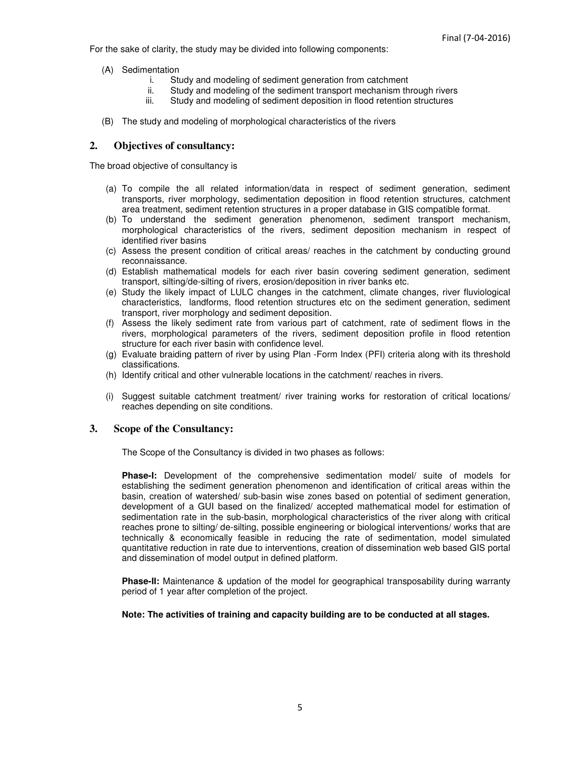For the sake of clarity, the study may be divided into following components:

(A) Sedimentation
   i. Study and modeling of sediment generation from catchment
   ii. Study and modeling of the sediment transport mechanism through rivers
   iii. Study and modeling of sediment deposition in flood retention structures

(B) The study and modeling of morphological characteristics of the rivers

## 2. Objectives of consultancy:

The broad objective of consultancy is

(a) To compile the all related information/data in respect of sediment generation, sediment transports, river morphology, sedimentation deposition in flood retention structures, catchment area treatment, sediment retention structures in a proper database in GIS compatible format.
(b) To understand the sediment generation phenomenon, sediment transport mechanism, morphological characteristics of the rivers, sediment deposition mechanism in respect of identified river basins
(c) Assess the present condition of critical areas/ reaches in the catchment by conducting ground reconnaissance.
(d) Establish mathematical models for each river basin covering sediment generation, sediment transport, silting/de-silting of rivers, erosion/deposition in river banks etc.
(e) Study the likely impact of LULC changes in the catchment, climate changes, river fluviological characteristics, landforms, flood retention structures etc on the sediment generation, sediment transport, river morphology and sediment deposition.
(f) Assess the likely sediment rate from various part of catchment, rate of sediment flows in the rivers, morphological parameters of the rivers, sediment deposition profile in flood retention structure for each river basin with confidence level.
(g) Evaluate braiding pattern of river by using Plan -Form Index (PFI) criteria along with its threshold classifications.
(h) Identify critical and other vulnerable locations in the catchment/ reaches in rivers.
(i) Suggest suitable catchment treatment/ river training works for restoration of critical locations/ reaches depending on site conditions.

## 3. Scope of the Consultancy:

The Scope of the Consultancy is divided in two phases as follows:

**Phase-I:** Development of the comprehensive sedimentation model/ suite of models for establishing the sediment generation phenomenon and identification of critical areas within the basin, creation of watershed/ sub-basin wise zones based on potential of sediment generation, development of a GUI based on the finalized/ accepted mathematical model for estimation of sedimentation rate in the sub-basin, morphological characteristics of the river along with critical reaches prone to silting/ de-silting, possible engineering or biological interventions/ works that are technically & economically feasible in reducing the rate of sedimentation, model simulated quantitative reduction in rate due to interventions, creation of dissemination web based GIS portal and dissemination of model output in defined platform.

**Phase-II:** Maintenance & updation of the model for geographical transposability during warranty period of 1 year after completion of the project.

**Note: The activities of training and capacity building are to be conducted at all stages.**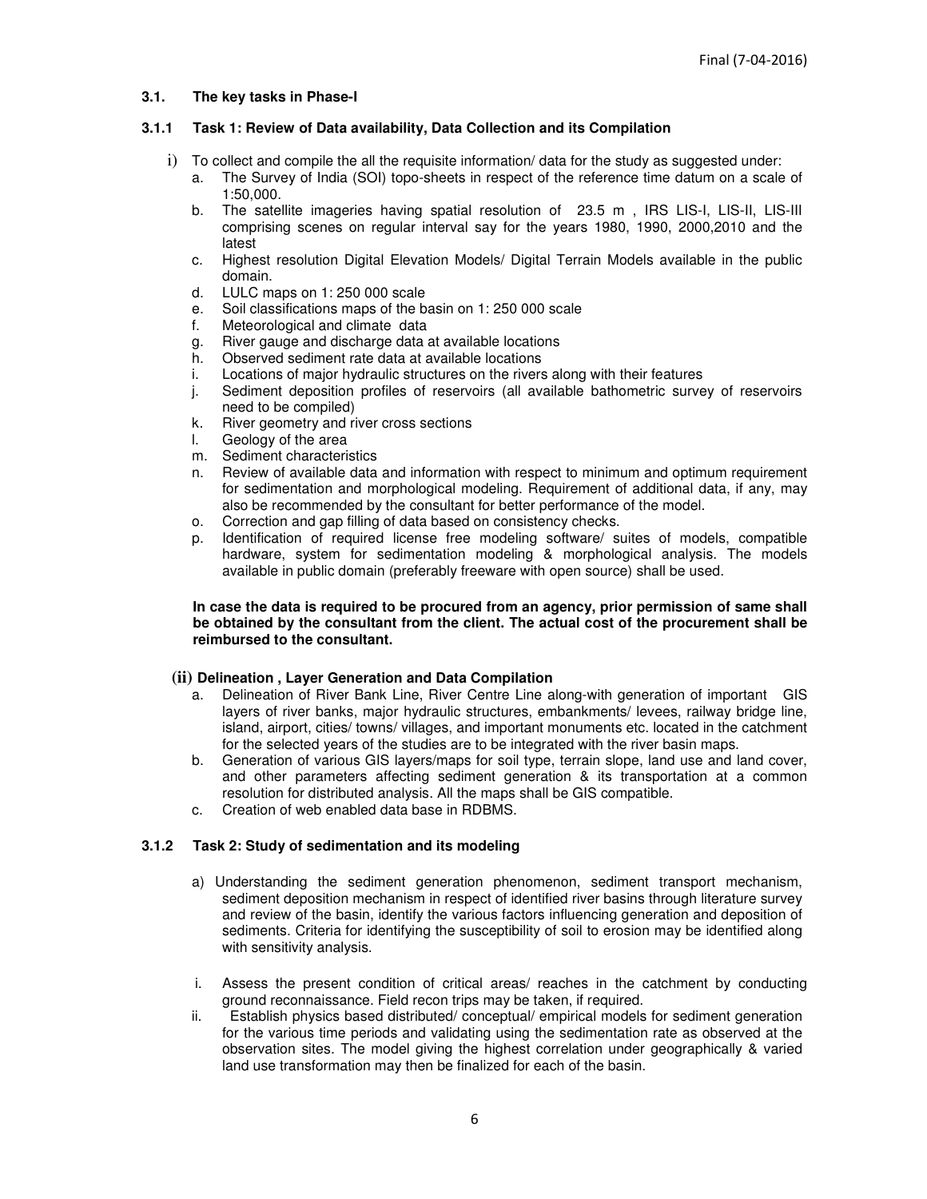### 3.1. The key tasks in Phase-I

#### 3.1.1 Task 1: Review of Data availability, Data Collection and its Compilation

i) To collect and compile the all the requisite information/ data for the study as suggested under:
   a. The Survey of India (SOI) topo-sheets in respect of the reference time datum on a scale of 1:50,000.
   b. The satellite imageries having spatial resolution of 23.5 m , IRS LIS-I, LIS-II, LIS-III comprising scenes on regular interval say for the years 1980, 1990, 2000,2010 and the latest
   c. Highest resolution Digital Elevation Models/ Digital Terrain Models available in the public domain.
   d. LULC maps on 1: 250 000 scale
   e. Soil classifications maps of the basin on 1: 250 000 scale
   f. Meteorological and climate data
   g. River gauge and discharge data at available locations
   h. Observed sediment rate data at available locations
   i. Locations of major hydraulic structures on the rivers along with their features
   j. Sediment deposition profiles of reservoirs (all available bathometric survey of reservoirs need to be compiled)
   k. River geometry and river cross sections
   l. Geology of the area
   m. Sediment characteristics
   n. Review of available data and information with respect to minimum and optimum requirement for sedimentation and morphological modeling. Requirement of additional data, if any, may also be recommended by the consultant for better performance of the model.
   o. Correction and gap filling of data based on consistency checks.
   p. Identification of required license free modeling software/ suites of models, compatible hardware, system for sedimentation modeling & morphological analysis. The models available in public domain (preferably freeware with open source) shall be used.

**In case the data is required to be procured from an agency, prior permission of same shall be obtained by the consultant from the client. The actual cost of the procurement shall be reimbursed to the consultant.**

**(ii) Delineation , Layer Generation and Data Compilation**

   a. Delineation of River Bank Line, River Centre Line along-with generation of important GIS layers of river banks, major hydraulic structures, embankments/ levees, railway bridge line, island, airport, cities/ towns/ villages, and important monuments etc. located in the catchment for the selected years of the studies are to be integrated with the river basin maps.
   b. Generation of various GIS layers/maps for soil type, terrain slope, land use and land cover, and other parameters affecting sediment generation & its transportation at a common resolution for distributed analysis. All the maps shall be GIS compatible.
   c. Creation of web enabled data base in RDBMS.

#### 3.1.2 Task 2: Study of sedimentation and its modeling

a) Understanding the sediment generation phenomenon, sediment transport mechanism, sediment deposition mechanism in respect of identified river basins through literature survey and review of the basin, identify the various factors influencing generation and deposition of sediments. Criteria for identifying the susceptibility of soil to erosion may be identified along with sensitivity analysis.

i. Assess the present condition of critical areas/ reaches in the catchment by conducting ground reconnaissance. Field recon trips may be taken, if required.
ii. Establish physics based distributed/ conceptual/ empirical models for sediment generation for the various time periods and validating using the sedimentation rate as observed at the observation sites. The model giving the highest correlation under geographically & varied land use transformation may then be finalized for each of the basin.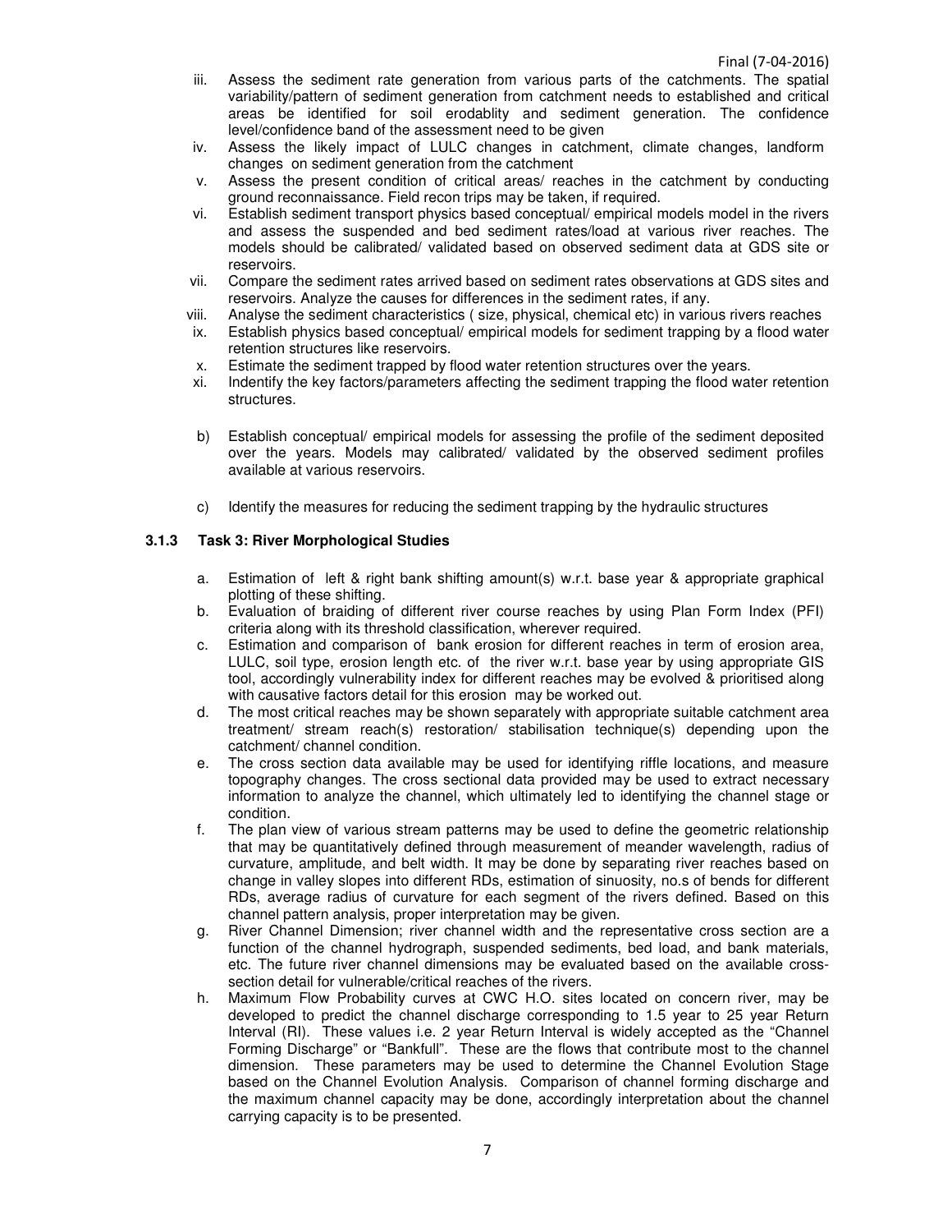iii. Assess the sediment rate generation from various parts of the catchments. The spatial variability/pattern of sediment generation from catchment needs to established and critical areas be identified for soil erodablity and sediment generation. The confidence level/confidence band of the assessment need to be given

iv. Assess the likely impact of LULC changes in catchment, climate changes, landform changes on sediment generation from the catchment

v. Assess the present condition of critical areas/ reaches in the catchment by conducting ground reconnaissance. Field recon trips may be taken, if required.

vi. Establish sediment transport physics based conceptual/ empirical models model in the rivers and assess the suspended and bed sediment rates/load at various river reaches. The models should be calibrated/ validated based on observed sediment data at GDS site or reservoirs.

vii. Compare the sediment rates arrived based on sediment rates observations at GDS sites and reservoirs. Analyze the causes for differences in the sediment rates, if any.

viii. Analyse the sediment characteristics ( size, physical, chemical etc) in various rivers reaches

ix. Establish physics based conceptual/ empirical models for sediment trapping by a flood water retention structures like reservoirs.

x. Estimate the sediment trapped by flood water retention structures over the years.

xi. Indentify the key factors/parameters affecting the sediment trapping the flood water retention structures.

b) Establish conceptual/ empirical models for assessing the profile of the sediment deposited over the years. Models may calibrated/ validated by the observed sediment profiles available at various reservoirs.

c) Identify the measures for reducing the sediment trapping by the hydraulic structures

### 3.1.3 Task 3: River Morphological Studies

a. Estimation of left & right bank shifting amount(s) w.r.t. base year & appropriate graphical plotting of these shifting.

b. Evaluation of braiding of different river course reaches by using Plan Form Index (PFI) criteria along with its threshold classification, wherever required.

c. Estimation and comparison of bank erosion for different reaches in term of erosion area, LULC, soil type, erosion length etc. of the river w.r.t. base year by using appropriate GIS tool, accordingly vulnerability index for different reaches may be evolved & prioritised along with causative factors detail for this erosion may be worked out.

d. The most critical reaches may be shown separately with appropriate suitable catchment area treatment/ stream reach(s) restoration/ stabilisation technique(s) depending upon the catchment/ channel condition.

e. The cross section data available may be used for identifying riffle locations, and measure topography changes. The cross sectional data provided may be used to extract necessary information to analyze the channel, which ultimately led to identifying the channel stage or condition.

f. The plan view of various stream patterns may be used to define the geometric relationship that may be quantitatively defined through measurement of meander wavelength, radius of curvature, amplitude, and belt width. It may be done by separating river reaches based on change in valley slopes into different RDs, estimation of sinuosity, no.s of bends for different RDs, average radius of curvature for each segment of the rivers defined. Based on this channel pattern analysis, proper interpretation may be given.

g. River Channel Dimension; river channel width and the representative cross section are a function of the channel hydrograph, suspended sediments, bed load, and bank materials, etc. The future river channel dimensions may be evaluated based on the available cross-section detail for vulnerable/critical reaches of the rivers.

h. Maximum Flow Probability curves at CWC H.O. sites located on concern river, may be developed to predict the channel discharge corresponding to 1.5 year to 25 year Return Interval (RI). These values i.e. 2 year Return Interval is widely accepted as the "Channel Forming Discharge" or "Bankfull". These are the flows that contribute most to the channel dimension. These parameters may be used to determine the Channel Evolution Stage based on the Channel Evolution Analysis. Comparison of channel forming discharge and the maximum channel capacity may be done, accordingly interpretation about the channel carrying capacity is to be presented.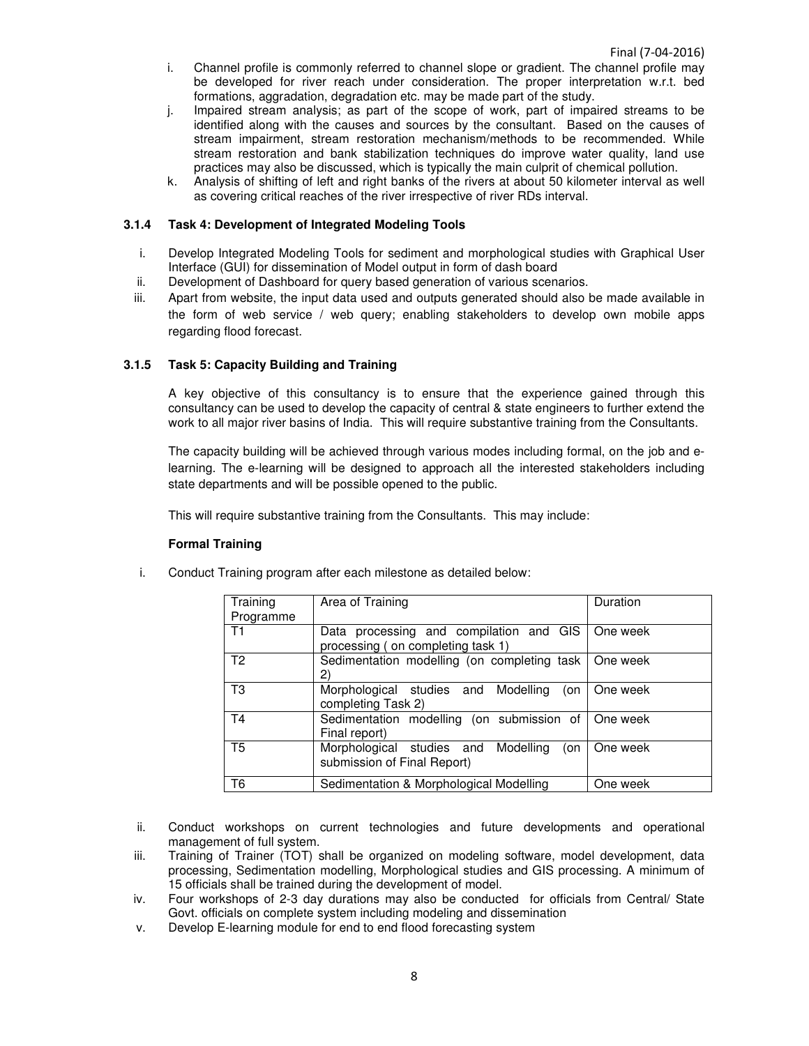i. Channel profile is commonly referred to channel slope or gradient. The channel profile may be developed for river reach under consideration. The proper interpretation w.r.t. bed formations, aggradation, degradation etc. may be made part of the study.

j. Impaired stream analysis; as part of the scope of work, part of impaired streams to be identified along with the causes and sources by the consultant. Based on the causes of stream impairment, stream restoration mechanism/methods to be recommended. While stream restoration and bank stabilization techniques do improve water quality, land use practices may also be discussed, which is typically the main culprit of chemical pollution.

k. Analysis of shifting of left and right banks of the rivers at about 50 kilometer interval as well as covering critical reaches of the river irrespective of river RDs interval.

### 3.1.4 Task 4: Development of Integrated Modeling Tools

i. Develop Integrated Modeling Tools for sediment and morphological studies with Graphical User Interface (GUI) for dissemination of Model output in form of dash board

ii. Development of Dashboard for query based generation of various scenarios.

iii. Apart from website, the input data used and outputs generated should also be made available in the form of web service / web query; enabling stakeholders to develop own mobile apps regarding flood forecast.

### 3.1.5 Task 5: Capacity Building and Training

A key objective of this consultancy is to ensure that the experience gained through this consultancy can be used to develop the capacity of central & state engineers to further extend the work to all major river basins of India. This will require substantive training from the Consultants.

The capacity building will be achieved through various modes including formal, on the job and e-learning. The e-learning will be designed to approach all the interested stakeholders including state departments and will be possible opened to the public.

This will require substantive training from the Consultants. This may include:

**Formal Training**

i. Conduct Training program after each milestone as detailed below:

| Training Programme | Area of Training | Duration |
|---|---|---|
| T1 | Data processing and compilation and GIS processing ( on completing task 1) | One week |
| T2 | Sedimentation modelling (on completing task 2) | One week |
| T3 | Morphological studies and Modelling (on completing Task 2) | One week |
| T4 | Sedimentation modelling (on submission of Final report) | One week |
| T5 | Morphological studies and Modelling (on submission of Final Report) | One week |
| T6 | Sedimentation & Morphological Modelling | One week |

ii. Conduct workshops on current technologies and future developments and operational management of full system.

iii. Training of Trainer (TOT) shall be organized on modeling software, model development, data processing, Sedimentation modelling, Morphological studies and GIS processing. A minimum of 15 officials shall be trained during the development of model.

iv. Four workshops of 2-3 day durations may also be conducted for officials from Central/ State Govt. officials on complete system including modeling and dissemination

v. Develop E-learning module for end to end flood forecasting system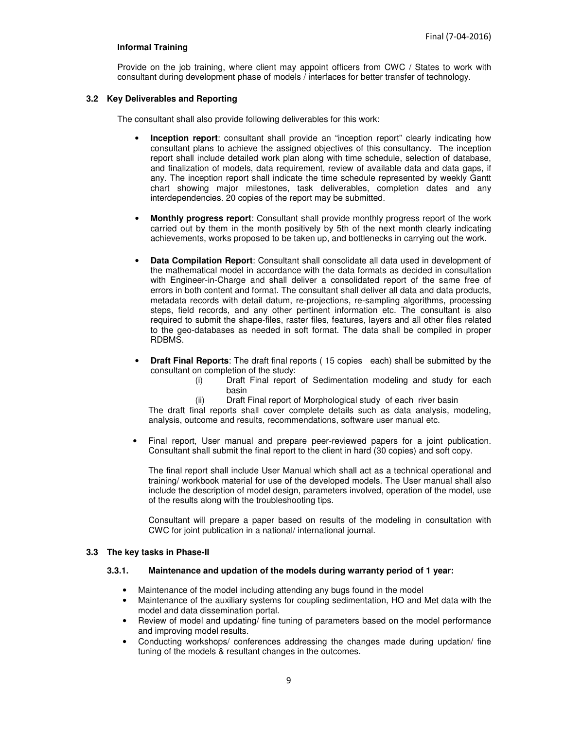**Informal Training**

Provide on the job training, where client may appoint officers from CWC / States to work with consultant during development phase of models / interfaces for better transfer of technology.

### 3.2 Key Deliverables and Reporting

The consultant shall also provide following deliverables for this work:

- **Inception report**: consultant shall provide an "inception report" clearly indicating how consultant plans to achieve the assigned objectives of this consultancy. The inception report shall include detailed work plan along with time schedule, selection of database, and finalization of models, data requirement, review of available data and data gaps, if any. The inception report shall indicate the time schedule represented by weekly Gantt chart showing major milestones, task deliverables, completion dates and any interdependencies. 20 copies of the report may be submitted.

- **Monthly progress report**: Consultant shall provide monthly progress report of the work carried out by them in the month positively by 5th of the next month clearly indicating achievements, works proposed to be taken up, and bottlenecks in carrying out the work.

- **Data Compilation Report**: Consultant shall consolidate all data used in development of the mathematical model in accordance with the data formats as decided in consultation with Engineer-in-Charge and shall deliver a consolidated report of the same free of errors in both content and format. The consultant shall deliver all data and data products, metadata records with detail datum, re-projections, re-sampling algorithms, processing steps, field records, and any other pertinent information etc. The consultant is also required to submit the shape-files, raster files, features, layers and all other files related to the geo-databases as needed in soft format. The data shall be compiled in proper RDBMS.

- **Draft Final Reports**: The draft final reports ( 15 copies each) shall be submitted by the consultant on completion of the study:
  - (i) Draft Final report of Sedimentation modeling and study for each basin
  - (ii) Draft Final report of Morphological study of each river basin

  The draft final reports shall cover complete details such as data analysis, modeling, analysis, outcome and results, recommendations, software user manual etc.

- Final report, User manual and prepare peer-reviewed papers for a joint publication. Consultant shall submit the final report to the client in hard (30 copies) and soft copy.

  The final report shall include User Manual which shall act as a technical operational and training/ workbook material for use of the developed models. The User manual shall also include the description of model design, parameters involved, operation of the model, use of the results along with the troubleshooting tips.

  Consultant will prepare a paper based on results of the modeling in consultation with CWC for joint publication in a national/ international journal.

### 3.3 The key tasks in Phase-II

#### 3.3.1. Maintenance and updation of the models during warranty period of 1 year:

- Maintenance of the model including attending any bugs found in the model
- Maintenance of the auxiliary systems for coupling sedimentation, HO and Met data with the model and data dissemination portal.
- Review of model and updating/ fine tuning of parameters based on the model performance and improving model results.
- Conducting workshops/ conferences addressing the changes made during updation/ fine tuning of the models & resultant changes in the outcomes.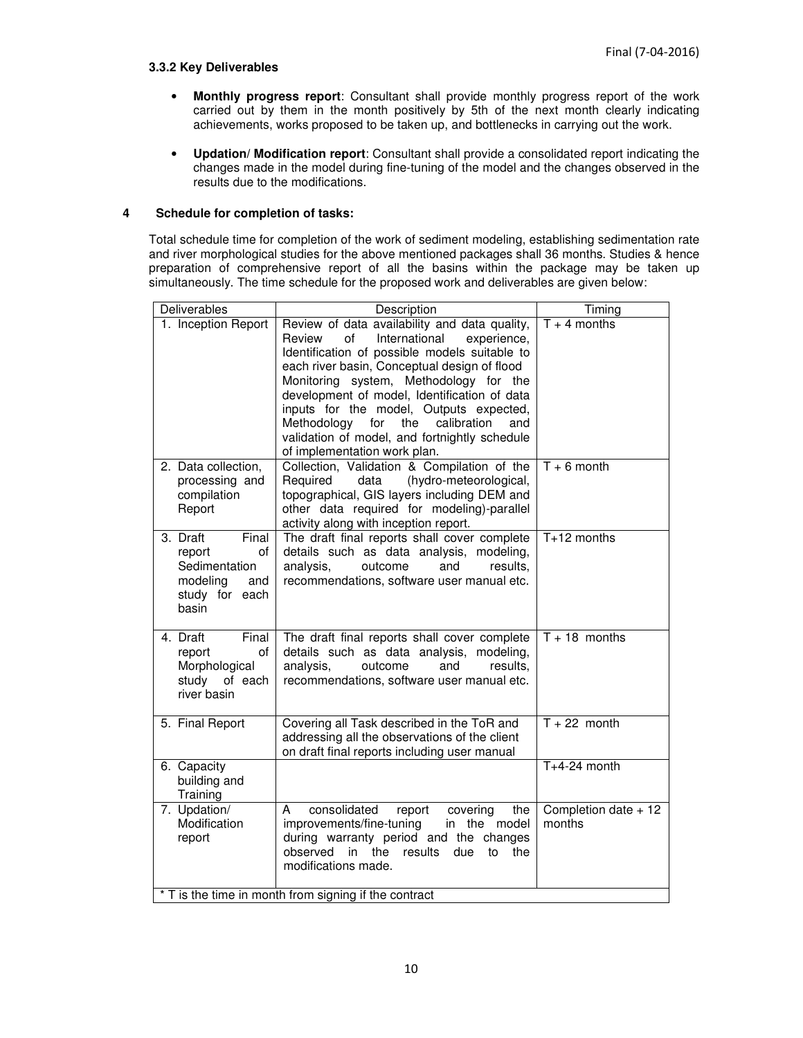### 3.3.2 Key Deliverables

- **Monthly progress report**: Consultant shall provide monthly progress report of the work carried out by them in the month positively by 5th of the next month clearly indicating achievements, works proposed to be taken up, and bottlenecks in carrying out the work.

- **Updation/ Modification report**: Consultant shall provide a consolidated report indicating the changes made in the model during fine-tuning of the model and the changes observed in the results due to the modifications.

## 4 Schedule for completion of tasks:

Total schedule time for completion of the work of sediment modeling, establishing sedimentation rate and river morphological studies for the above mentioned packages shall 36 months. Studies & hence preparation of comprehensive report of all the basins within the package may be taken up simultaneously. The time schedule for the proposed work and deliverables are given below:

| Deliverables | Description | Timing |
|---|---|---|
| 1. Inception Report | Review of data availability and data quality, Review of International experience, Identification of possible models suitable to each river basin, Conceptual design of flood Monitoring system, Methodology for the development of model, Identification of data inputs for the model, Outputs expected, Methodology for the calibration and validation of model, and fortnightly schedule of implementation work plan. | T + 4 months |
| 2. Data collection, processing and compilation Report | Collection, Validation & Compilation of the Required data (hydro-meteorological, topographical, GIS layers including DEM and other data required for modeling)-parallel activity along with inception report. | T + 6 month |
| 3. Draft Final report of Sedimentation modeling and study for each basin | The draft final reports shall cover complete details such as data analysis, modeling, analysis, outcome and results, recommendations, software user manual etc. | T+12 months |
| 4. Draft Final report of Morphological study of each river basin | The draft final reports shall cover complete details such as data analysis, modeling, analysis, outcome and results, recommendations, software user manual etc. | T + 18 months |
| 5. Final Report | Covering all Task described in the ToR and addressing all the observations of the client on draft final reports including user manual | T + 22 month |
| 6. Capacity building and Training | | T+4-24 month |
| 7. Updation/ Modification report | A consolidated report covering the improvements/fine-tuning in the model during warranty period and the changes observed in the results due to the modifications made. | Completion date + 12 months |
| * T is the time in month from signing if the contract | | |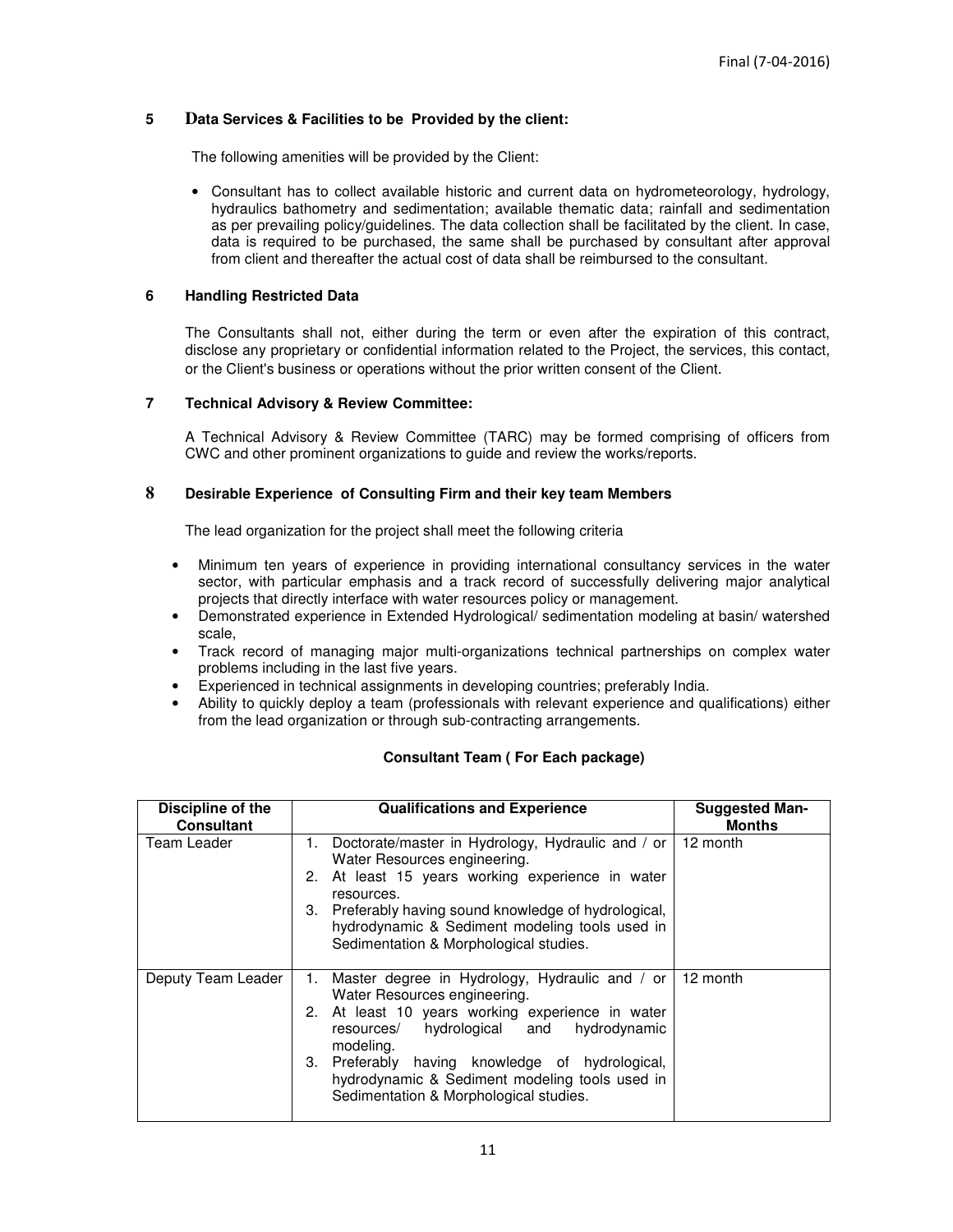## 5 Data Services & Facilities to be Provided by the client:

The following amenities will be provided by the Client:

- Consultant has to collect available historic and current data on hydrometeorology, hydrology, hydraulics bathometry and sedimentation; available thematic data; rainfall and sedimentation as per prevailing policy/guidelines. The data collection shall be facilitated by the client. In case, data is required to be purchased, the same shall be purchased by consultant after approval from client and thereafter the actual cost of data shall be reimbursed to the consultant.

## 6 Handling Restricted Data

The Consultants shall not, either during the term or even after the expiration of this contract, disclose any proprietary or confidential information related to the Project, the services, this contact, or the Client's business or operations without the prior written consent of the Client.

## 7 Technical Advisory & Review Committee:

A Technical Advisory & Review Committee (TARC) may be formed comprising of officers from CWC and other prominent organizations to guide and review the works/reports.

## 8 Desirable Experience of Consulting Firm and their key team Members

The lead organization for the project shall meet the following criteria

- Minimum ten years of experience in providing international consultancy services in the water sector, with particular emphasis and a track record of successfully delivering major analytical projects that directly interface with water resources policy or management.
- Demonstrated experience in Extended Hydrological/ sedimentation modeling at basin/ watershed scale,
- Track record of managing major multi-organizations technical partnerships on complex water problems including in the last five years.
- Experienced in technical assignments in developing countries; preferably India.
- Ability to quickly deploy a team (professionals with relevant experience and qualifications) either from the lead organization or through sub-contracting arrangements.

**Consultant Team ( For Each package)**

| Discipline of the Consultant | Qualifications and Experience | Suggested Man-Months |
|---|---|---|
| Team Leader | 1. Doctorate/master in Hydrology, Hydraulic and / or Water Resources engineering.<br>2. At least 15 years working experience in water resources.<br>3. Preferably having sound knowledge of hydrological, hydrodynamic & Sediment modeling tools used in Sedimentation & Morphological studies. | 12 month |
| Deputy Team Leader | 1. Master degree in Hydrology, Hydraulic and / or Water Resources engineering.<br>2. At least 10 years working experience in water resources/ hydrological and hydrodynamic modeling.<br>3. Preferably having knowledge of hydrological, hydrodynamic & Sediment modeling tools used in Sedimentation & Morphological studies. | 12 month |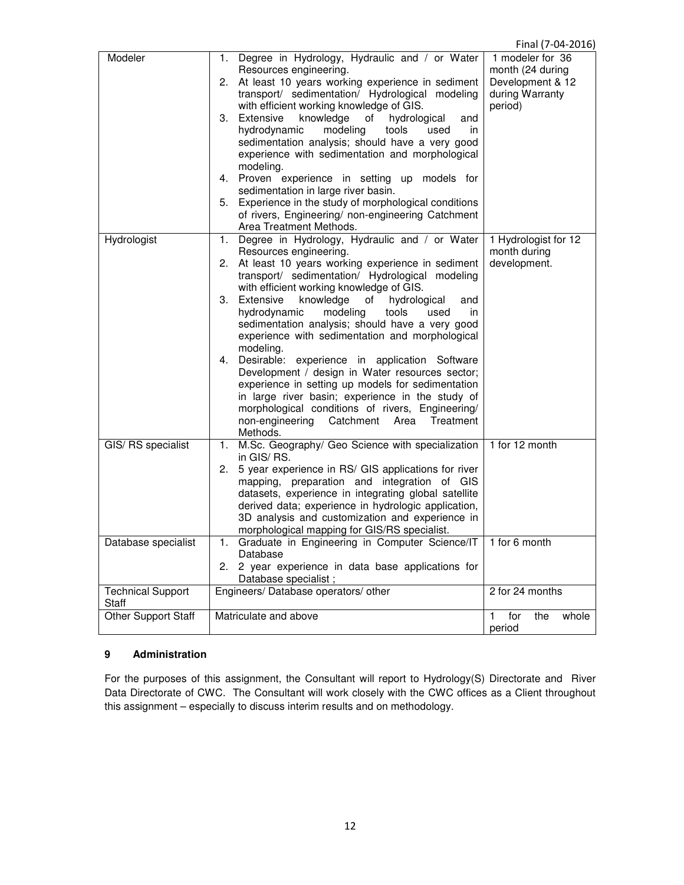| Modeler | 1. Degree in Hydrology, Hydraulic and / or Water Resources engineering.<br>2. At least 10 years working experience in sediment transport/ sedimentation/ Hydrological modeling with efficient working knowledge of GIS.<br>3. Extensive knowledge of hydrological and hydrodynamic modeling tools used in sedimentation analysis; should have a very good experience with sedimentation and morphological modeling.<br>4. Proven experience in setting up models for sedimentation in large river basin.<br>5. Experience in the study of morphological conditions of rivers, Engineering/ non-engineering Catchment Area Treatment Methods. | 1 modeler for 36 month (24 during Development & 12 during Warranty period) |
|---|---|---|
| Hydrologist | 1. Degree in Hydrology, Hydraulic and / or Water Resources engineering.<br>2. At least 10 years working experience in sediment transport/ sedimentation/ Hydrological modeling with efficient working knowledge of GIS.<br>3. Extensive knowledge of hydrological and hydrodynamic modeling tools used in sedimentation analysis; should have a very good experience with sedimentation and morphological modeling.<br>4. Desirable: experience in application Software Development / design in Water resources sector; experience in setting up models for sedimentation in large river basin; experience in the study of morphological conditions of rivers, Engineering/ non-engineering Catchment Area Treatment Methods. | 1 Hydrologist for 12 month during development. |
| GIS/ RS specialist | 1. M.Sc. Geography/ Geo Science with specialization in GIS/ RS.<br>2. 5 year experience in RS/ GIS applications for river mapping, preparation and integration of GIS datasets, experience in integrating global satellite derived data; experience in hydrologic application, 3D analysis and customization and experience in morphological mapping for GIS/RS specialist. | 1 for 12 month |
| Database specialist | 1. Graduate in Engineering in Computer Science/IT Database<br>2. 2 year experience in data base applications for Database specialist ; | 1 for 6 month |
| Technical Support Staff | Engineers/ Database operators/ other | 2 for 24 months |
| Other Support Staff | Matriculate and above | 1 for the whole period |

## 9 Administration

For the purposes of this assignment, the Consultant will report to Hydrology(S) Directorate and River Data Directorate of CWC. The Consultant will work closely with the CWC offices as a Client throughout this assignment – especially to discuss interim results and on methodology.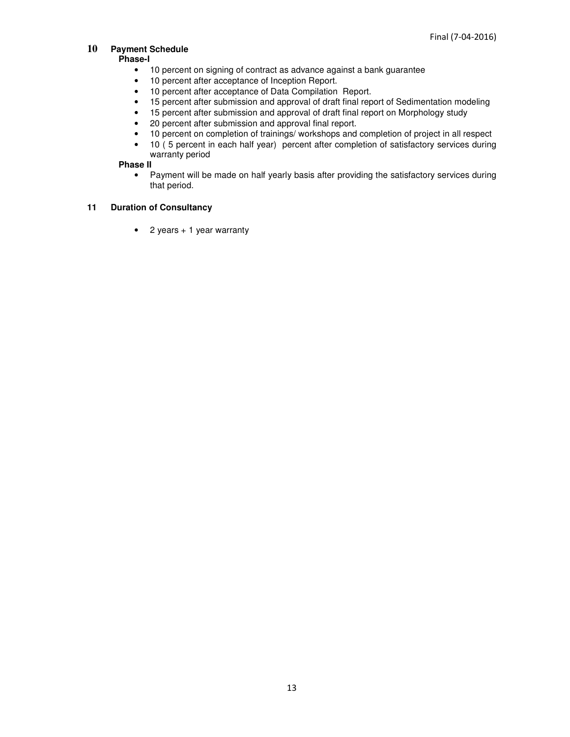## 10 Payment Schedule

**Phase-I**

- 10 percent on signing of contract as advance against a bank guarantee
- 10 percent after acceptance of Inception Report.
- 10 percent after acceptance of Data Compilation Report.
- 15 percent after submission and approval of draft final report of Sedimentation modeling
- 15 percent after submission and approval of draft final report on Morphology study
- 20 percent after submission and approval final report.
- 10 percent on completion of trainings/ workshops and completion of project in all respect
- 10 ( 5 percent in each half year) percent after completion of satisfactory services during warranty period

**Phase II**

- Payment will be made on half yearly basis after providing the satisfactory services during that period.

## 11 Duration of Consultancy

- 2 years + 1 year warranty